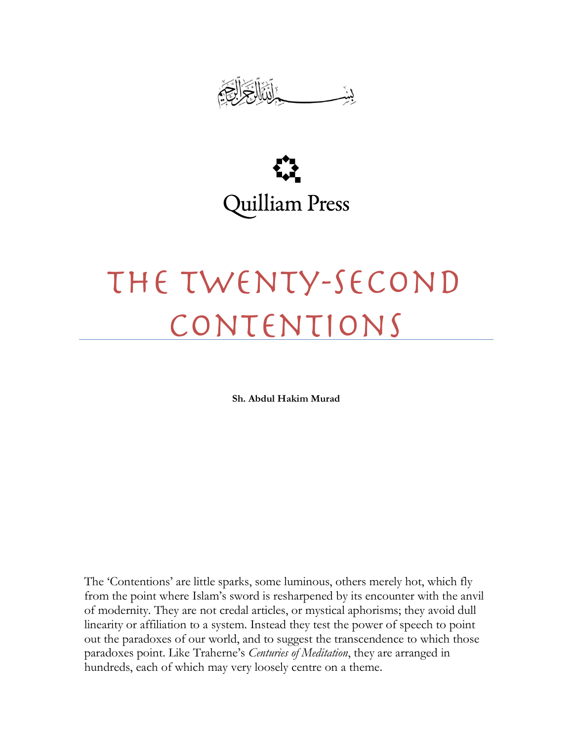بِسْمِ اللَّهِ الرَّحْمَٰنِ الرَّحِيمِ

Quilliam Press

# The Twenty-Second Contentions

**Sh. Abdul Hakim Murad**

The 'Contentions' are little sparks, some luminous, others merely hot, which fly from the point where Islam's sword is resharpened by its encounter with the anvil of modernity. They are not credal articles, or mystical aphorisms; they avoid dull linearity or affiliation to a system. Instead they test the power of speech to point out the paradoxes of our world, and to suggest the transcendence to which those paradoxes point. Like Traherne's *Centuries of Meditation*, they are arranged in hundreds, each of which may very loosely centre on a theme.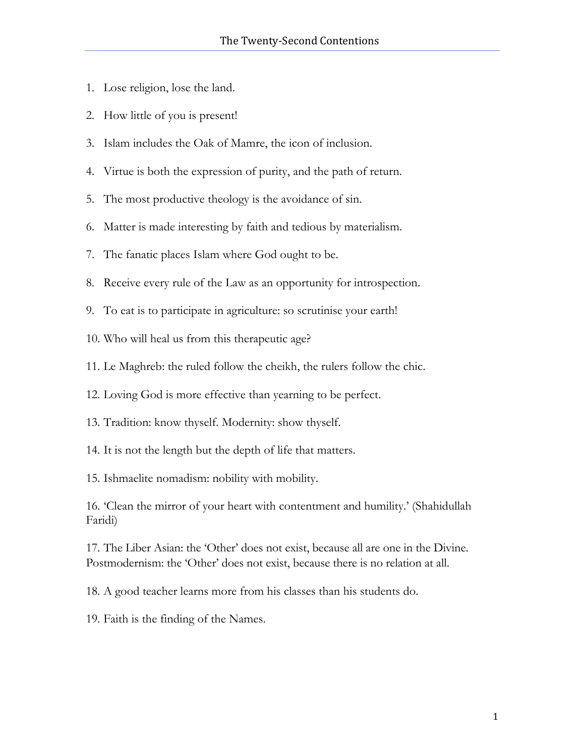1. Lose religion, lose the land.

2. How little of you is present!

3. Islam includes the Oak of Mamre, the icon of inclusion.

4. Virtue is both the expression of purity, and the path of return.

5. The most productive theology is the avoidance of sin.

6. Matter is made interesting by faith and tedious by materialism.

7. The fanatic places Islam where God ought to be.

8. Receive every rule of the Law as an opportunity for introspection.

9. To eat is to participate in agriculture: so scrutinise your earth!

10. Who will heal us from this therapeutic age?

11. Le Maghreb: the ruled follow the cheikh, the rulers follow the chic.

12. Loving God is more effective than yearning to be perfect.

13. Tradition: know thyself. Modernity: show thyself.

14. It is not the length but the depth of life that matters.

15. Ishmaelite nomadism: nobility with mobility.

16. 'Clean the mirror of your heart with contentment and humility.' (Shahidullah Faridi)

17. The Liber Asian: the 'Other' does not exist, because all are one in the Divine. Postmodernism: the 'Other' does not exist, because there is no relation at all.

18. A good teacher learns more from his classes than his students do.

19. Faith is the finding of the Names.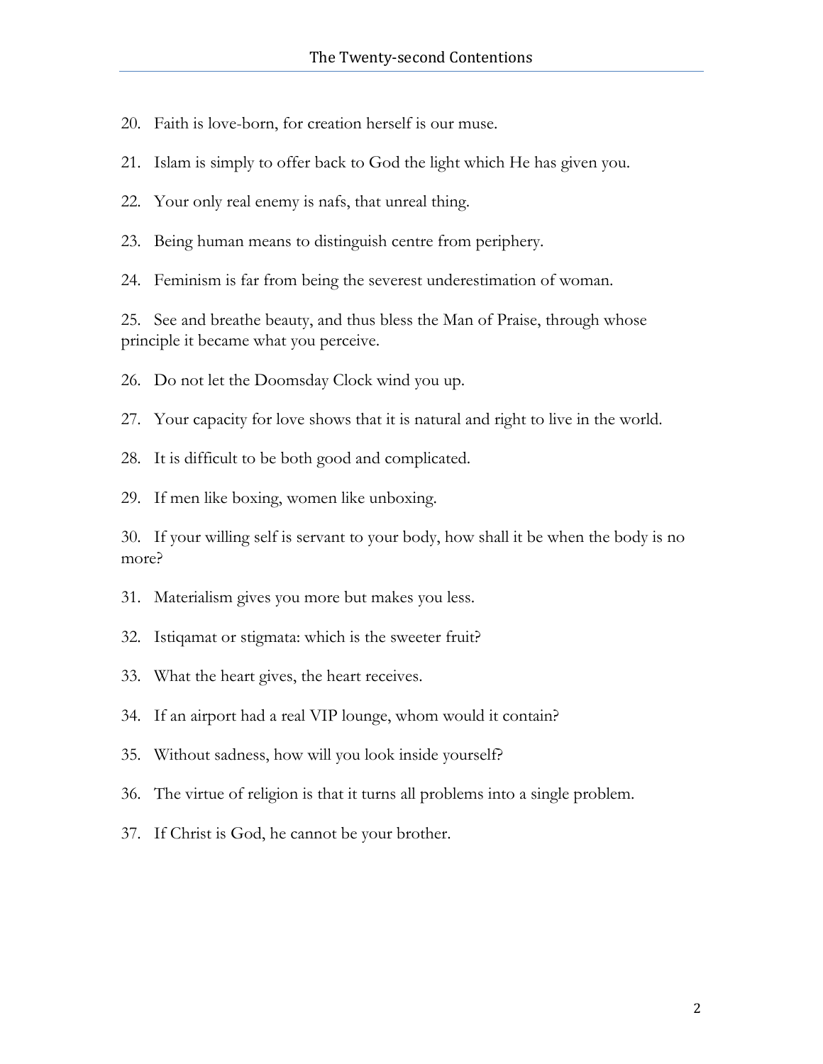20. Faith is love-born, for creation herself is our muse.

21. Islam is simply to offer back to God the light which He has given you.

22. Your only real enemy is nafs, that unreal thing.

23. Being human means to distinguish centre from periphery.

24. Feminism is far from being the severest underestimation of woman.

25. See and breathe beauty, and thus bless the Man of Praise, through whose principle it became what you perceive.

26. Do not let the Doomsday Clock wind you up.

27. Your capacity for love shows that it is natural and right to live in the world.

28. It is difficult to be both good and complicated.

29. If men like boxing, women like unboxing.

30. If your willing self is servant to your body, how shall it be when the body is no more?

31. Materialism gives you more but makes you less.

32. Istiqamat or stigmata: which is the sweeter fruit?

33. What the heart gives, the heart receives.

34. If an airport had a real VIP lounge, whom would it contain?

35. Without sadness, how will you look inside yourself?

36. The virtue of religion is that it turns all problems into a single problem.

37. If Christ is God, he cannot be your brother.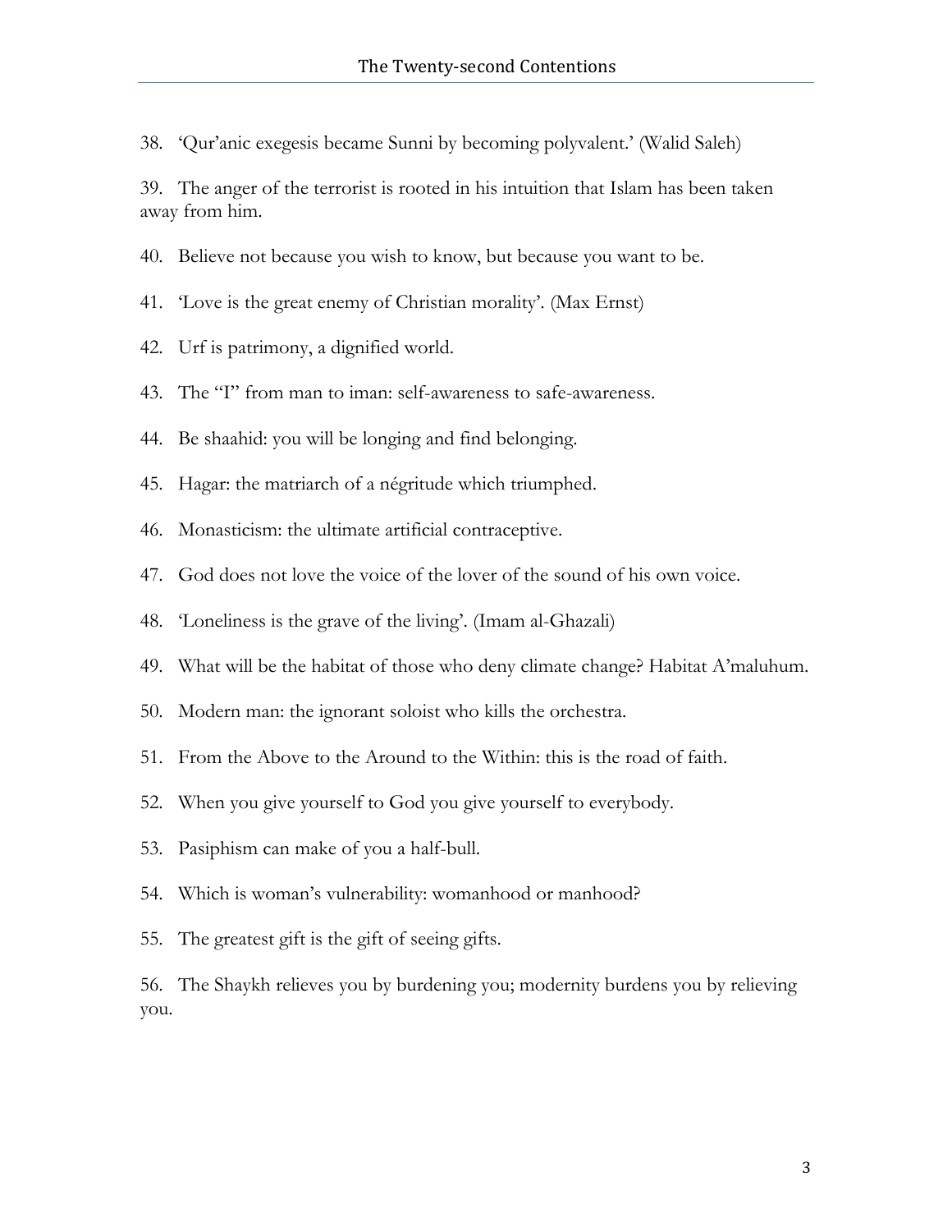38. ‘Qur’anic exegesis became Sunni by becoming polyvalent.’ (Walid Saleh)

39. The anger of the terrorist is rooted in his intuition that Islam has been taken away from him.

40. Believe not because you wish to know, but because you want to be.

41. ‘Love is the great enemy of Christian morality’. (Max Ernst)

42. Urf is patrimony, a dignified world.

43. The “I” from man to iman: self-awareness to safe-awareness.

44. Be shaahid: you will be longing and find belonging.

45. Hagar: the matriarch of a négritude which triumphed.

46. Monasticism: the ultimate artificial contraceptive.

47. God does not love the voice of the lover of the sound of his own voice.

48. ‘Loneliness is the grave of the living’. (Imam al-Ghazali)

49. What will be the habitat of those who deny climate change? Habitat A’maluhum.

50. Modern man: the ignorant soloist who kills the orchestra.

51. From the Above to the Around to the Within: this is the road of faith.

52. When you give yourself to God you give yourself to everybody.

53. Pasiphism can make of you a half-bull.

54. Which is woman’s vulnerability: womanhood or manhood?

55. The greatest gift is the gift of seeing gifts.

56. The Shaykh relieves you by burdening you; modernity burdens you by relieving you.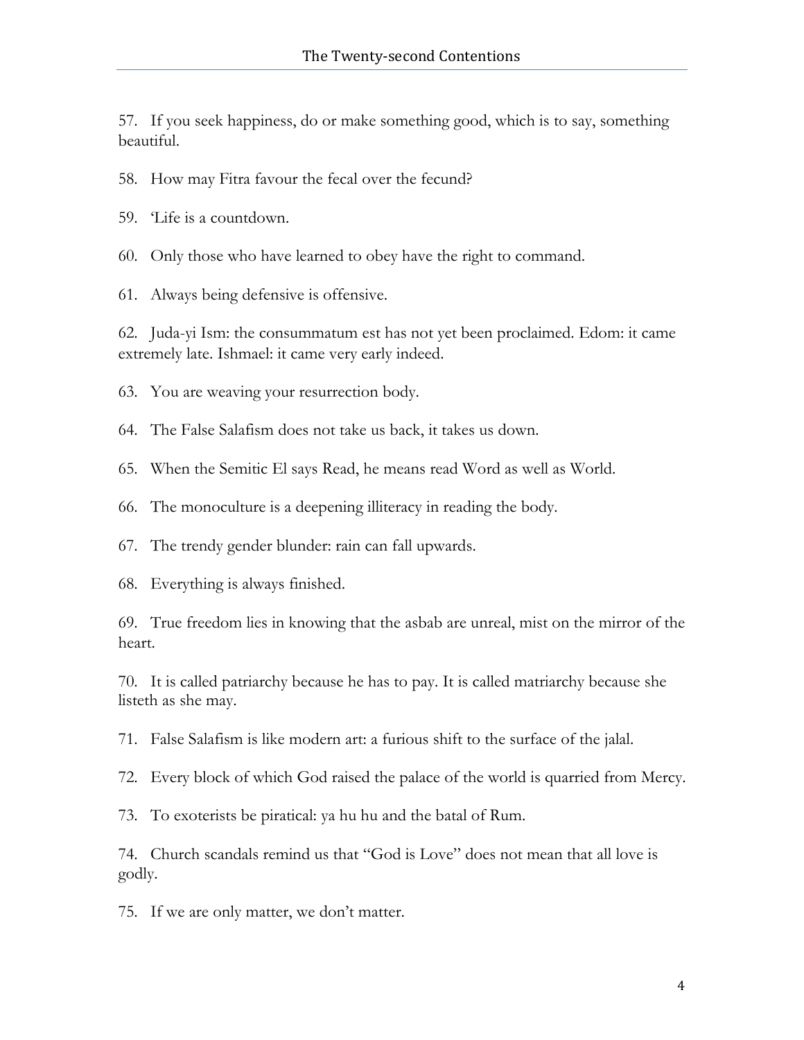57. If you seek happiness, do or make something good, which is to say, something beautiful.

58. How may Fitra favour the fecal over the fecund?

59. ‘Life is a countdown.

60. Only those who have learned to obey have the right to command.

61. Always being defensive is offensive.

62. Juda-yi Ism: the consummatum est has not yet been proclaimed. Edom: it came extremely late. Ishmael: it came very early indeed.

63. You are weaving your resurrection body.

64. The False Salafism does not take us back, it takes us down.

65. When the Semitic El says Read, he means read Word as well as World.

66. The monoculture is a deepening illiteracy in reading the body.

67. The trendy gender blunder: rain can fall upwards.

68. Everything is always finished.

69. True freedom lies in knowing that the asbab are unreal, mist on the mirror of the heart.

70. It is called patriarchy because he has to pay. It is called matriarchy because she listeth as she may.

71. False Salafism is like modern art: a furious shift to the surface of the jalal.

72. Every block of which God raised the palace of the world is quarried from Mercy.

73. To exoterists be piratical: ya hu hu and the batal of Rum.

74. Church scandals remind us that “God is Love” does not mean that all love is godly.

75. If we are only matter, we don’t matter.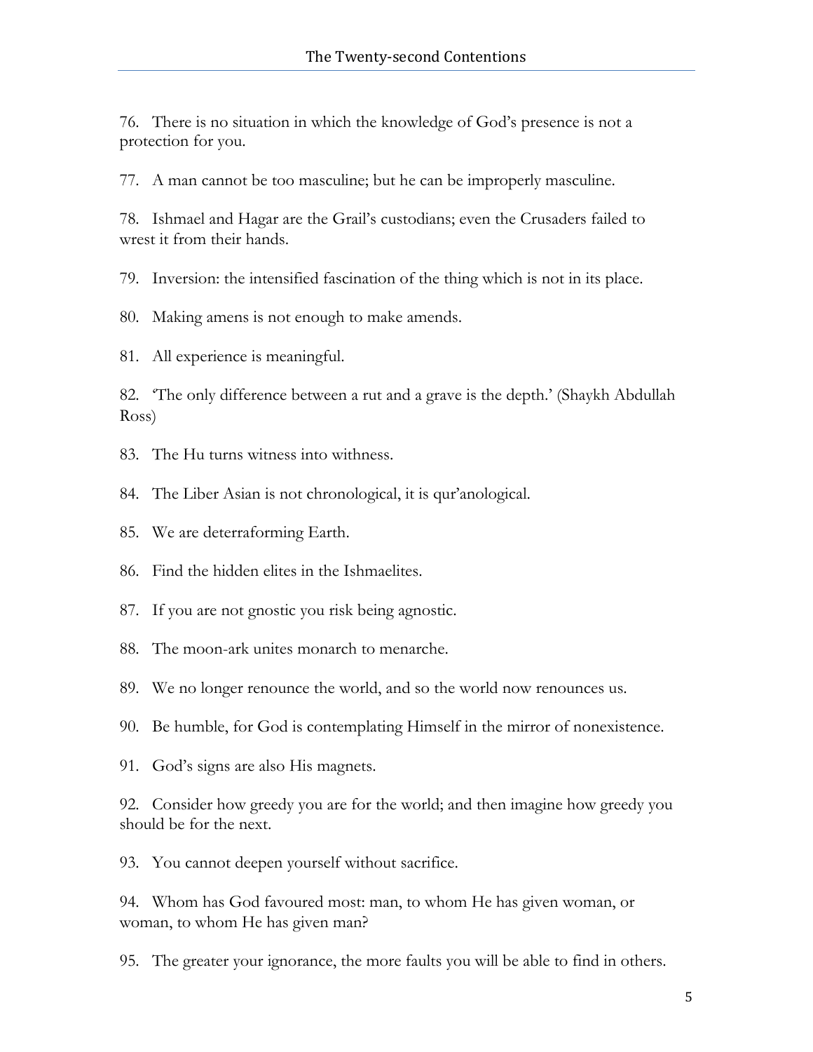76. There is no situation in which the knowledge of God's presence is not a protection for you.

77. A man cannot be too masculine; but he can be improperly masculine.

78. Ishmael and Hagar are the Grail's custodians; even the Crusaders failed to wrest it from their hands.

79. Inversion: the intensified fascination of the thing which is not in its place.

80. Making amens is not enough to make amends.

81. All experience is meaningful.

82. 'The only difference between a rut and a grave is the depth.' (Shaykh Abdullah Ross)

83. The Hu turns witness into withness.

84. The Liber Asian is not chronological, it is qur'anological.

85. We are deterraforming Earth.

86. Find the hidden elites in the Ishmaelites.

87. If you are not gnostic you risk being agnostic.

88. The moon-ark unites monarch to menarche.

89. We no longer renounce the world, and so the world now renounces us.

90. Be humble, for God is contemplating Himself in the mirror of nonexistence.

91. God's signs are also His magnets.

92. Consider how greedy you are for the world; and then imagine how greedy you should be for the next.

93. You cannot deepen yourself without sacrifice.

94. Whom has God favoured most: man, to whom He has given woman, or woman, to whom He has given man?

95. The greater your ignorance, the more faults you will be able to find in others.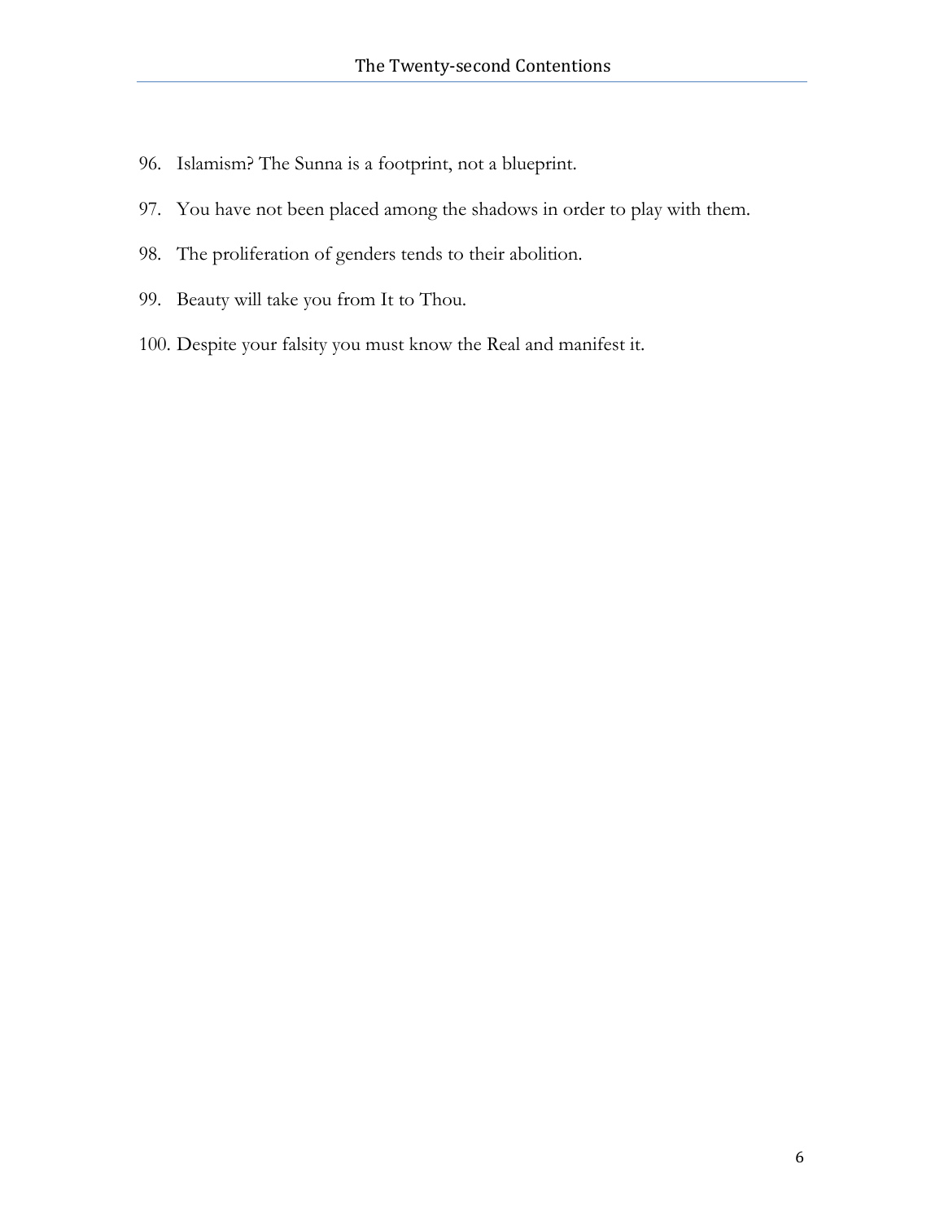96. Islamism? The Sunna is a footprint, not a blueprint.
97. You have not been placed among the shadows in order to play with them.
98. The proliferation of genders tends to their abolition.
99. Beauty will take you from It to Thou.
100. Despite your falsity you must know the Real and manifest it.